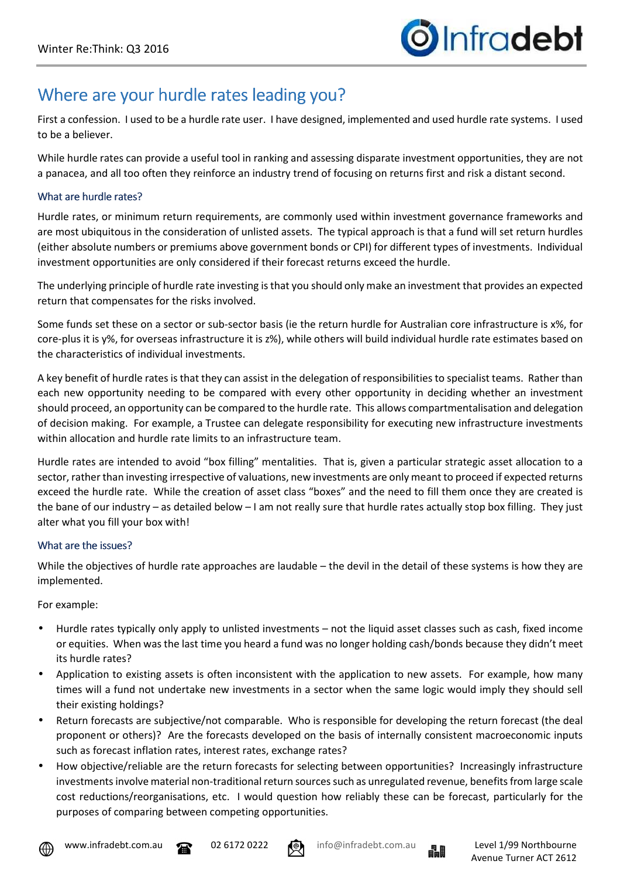# Where are your hurdle rates leading you?

First a confession. I used to be a hurdle rate user. I have designed, implemented and used hurdle rate systems. I used to be a believer.

While hurdle rates can provide a useful tool in ranking and assessing disparate investment opportunities, they are not a panacea, and all too often they reinforce an industry trend of focusing on returns first and risk a distant second.

## What are hurdle rates?

Hurdle rates, or minimum return requirements, are commonly used within investment governance frameworks and are most ubiquitous in the consideration of unlisted assets. The typical approach is that a fund will set return hurdles (either absolute numbers or premiums above government bonds or CPI) for different types of investments. Individual investment opportunities are only considered if their forecast returns exceed the hurdle.

The underlying principle of hurdle rate investing is that you should only make an investment that provides an expected return that compensates for the risks involved.

Some funds set these on a sector or sub-sector basis (ie the return hurdle for Australian core infrastructure is x%, for core-plus it is y%, for overseas infrastructure it is z%), while others will build individual hurdle rate estimates based on the characteristics of individual investments.

A key benefit of hurdle rates is that they can assist in the delegation of responsibilities to specialist teams. Rather than each new opportunity needing to be compared with every other opportunity in deciding whether an investment should proceed, an opportunity can be compared to the hurdle rate. This allows compartmentalisation and delegation of decision making. For example, a Trustee can delegate responsibility for executing new infrastructure investments within allocation and hurdle rate limits to an infrastructure team.

Hurdle rates are intended to avoid "box filling" mentalities. That is, given a particular strategic asset allocation to a sector, rather than investing irrespective of valuations, new investments are only meant to proceed if expected returns exceed the hurdle rate. While the creation of asset class "boxes" and the need to fill them once they are created is the bane of our industry – as detailed below – I am not really sure that hurdle rates actually stop box filling. They just alter what you fill your box with!

## What are the issues?

While the objectives of hurdle rate approaches are laudable – the devil in the detail of these systems is how they are implemented.

For example:

- Hurdle rates typically only apply to unlisted investments – not the liquid asset classes such as cash, fixed income or equities. When was the last time you heard a fund was no longer holding cash/bonds because they didn't meet its hurdle rates?
- Application to existing assets is often inconsistent with the application to new assets. For example, how many times will a fund not undertake new investments in a sector when the same logic would imply they should sell their existing holdings?
- Return forecasts are subjective/not comparable. Who is responsible for developing the return forecast (the deal proponent or others)? Are the forecasts developed on the basis of internally consistent macroeconomic inputs such as forecast inflation rates, interest rates, exchange rates?
- How objective/reliable are the return forecasts for selecting between opportunities? Increasingly infrastructure investments involve material non-traditional return sources such as unregulated revenue, benefits from large scale cost reductions/reorganisations, etc. I would question how reliably these can be forecast, particularly for the purposes of comparing between competing opportunities.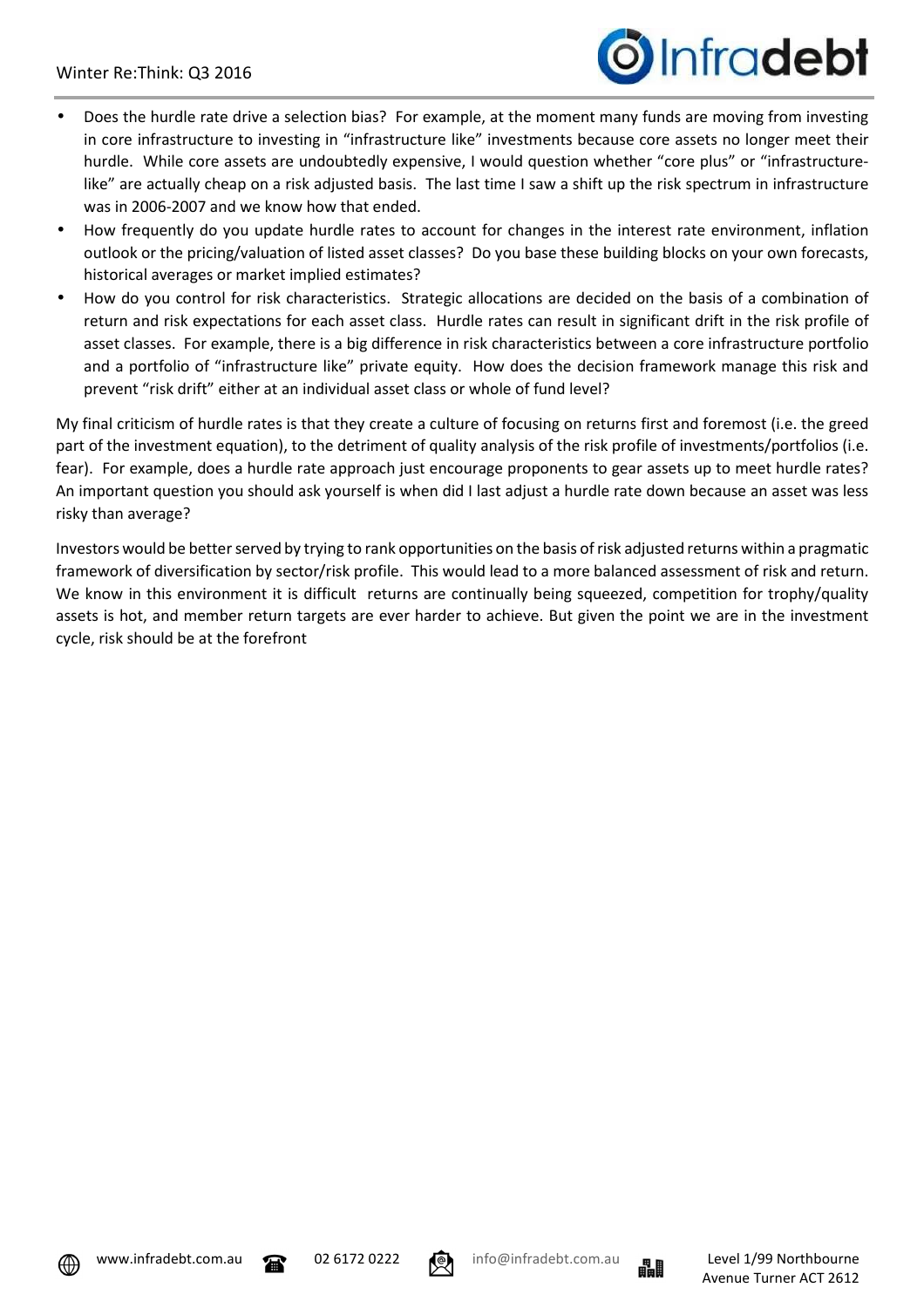- Does the hurdle rate drive a selection bias? For example, at the moment many funds are moving from investing in core infrastructure to investing in "infrastructure like" investments because core assets no longer meet their hurdle. While core assets are undoubtedly expensive, I would question whether "core plus" or "infrastructure-like" are actually cheap on a risk adjusted basis. The last time I saw a shift up the risk spectrum in infrastructure was in 2006-2007 and we know how that ended.
- How frequently do you update hurdle rates to account for changes in the interest rate environment, inflation outlook or the pricing/valuation of listed asset classes? Do you base these building blocks on your own forecasts, historical averages or market implied estimates?
- How do you control for risk characteristics. Strategic allocations are decided on the basis of a combination of return and risk expectations for each asset class. Hurdle rates can result in significant drift in the risk profile of asset classes. For example, there is a big difference in risk characteristics between a core infrastructure portfolio and a portfolio of "infrastructure like" private equity. How does the decision framework manage this risk and prevent "risk drift" either at an individual asset class or whole of fund level?

My final criticism of hurdle rates is that they create a culture of focusing on returns first and foremost (i.e. the greed part of the investment equation), to the detriment of quality analysis of the risk profile of investments/portfolios (i.e. fear). For example, does a hurdle rate approach just encourage proponents to gear assets up to meet hurdle rates? An important question you should ask yourself is when did I last adjust a hurdle rate down because an asset was less risky than average?

Investors would be better served by trying to rank opportunities on the basis of risk adjusted returns within a pragmatic framework of diversification by sector/risk profile. This would lead to a more balanced assessment of risk and return. We know in this environment it is difficult returns are continually being squeezed, competition for trophy/quality assets is hot, and member return targets are ever harder to achieve. But given the point we are in the investment cycle, risk should be at the forefront